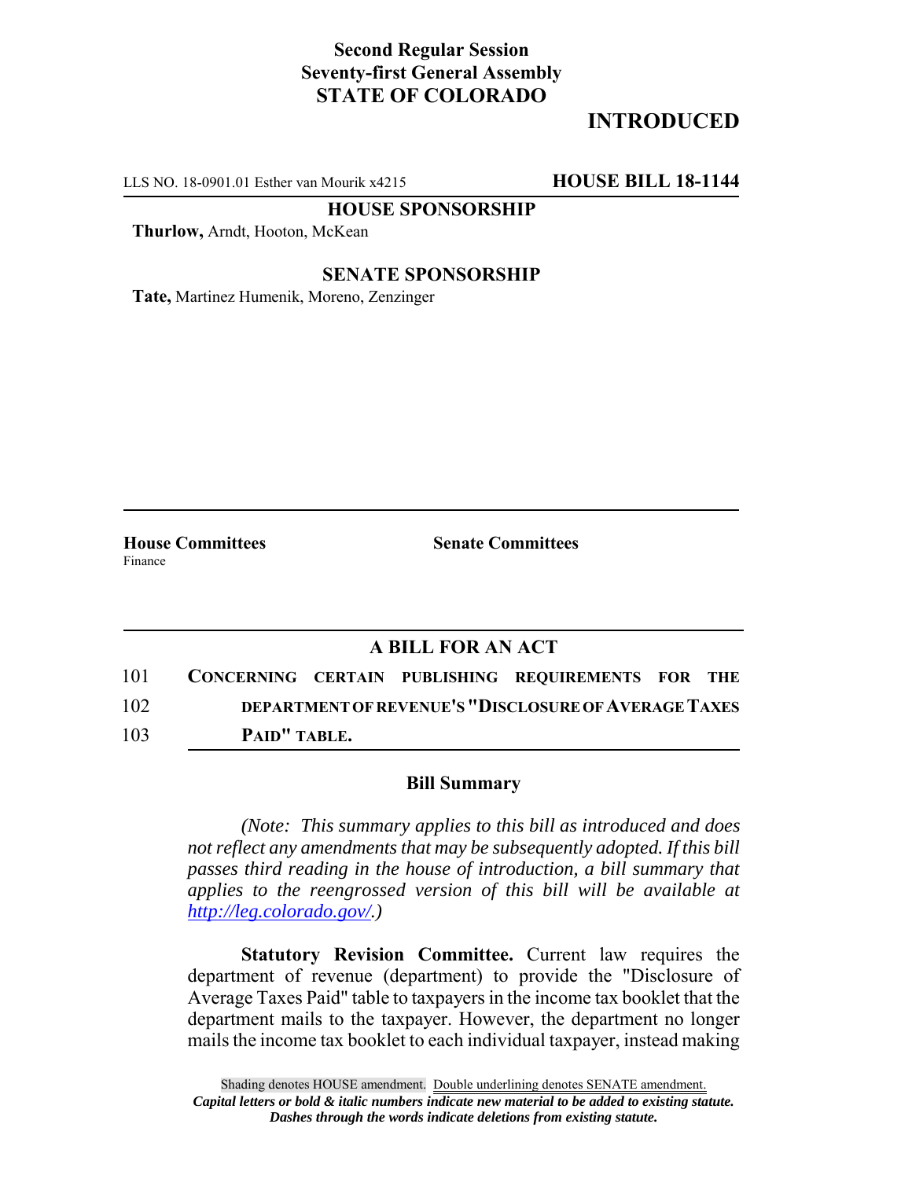**Second Regular Session**
**Seventy-first General Assembly**
**STATE OF COLORADO**

## INTRODUCED

LLS NO. 18-0901.01 Esther van Mourik x4215 **HOUSE BILL 18-1144**

**HOUSE SPONSORSHIP**

**Thurlow,** Arndt, Hooton, McKean

**SENATE SPONSORSHIP**

**Tate,** Martinez Humenik, Moreno, Zenzinger

| **House Committees** | **Senate Committees** |
| --- | --- |
| Finance | |

### A BILL FOR AN ACT

101 **CONCERNING CERTAIN PUBLISHING REQUIREMENTS FOR THE**
102 **DEPARTMENT OF REVENUE'S "DISCLOSURE OF AVERAGE TAXES**
103 **PAID" TABLE.**

### Bill Summary

*(Note: This summary applies to this bill as introduced and does not reflect any amendments that may be subsequently adopted. If this bill passes third reading in the house of introduction, a bill summary that applies to the reengrossed version of this bill will be available at http://leg.colorado.gov/.)*

**Statutory Revision Committee.** Current law requires the department of revenue (department) to provide the "Disclosure of Average Taxes Paid" table to taxpayers in the income tax booklet that the department mails to the taxpayer. However, the department no longer mails the income tax booklet to each individual taxpayer, instead making

Shading denotes HOUSE amendment. Double underlining denotes SENATE amendment.
*Capital letters or bold & italic numbers indicate new material to be added to existing statute.*
*Dashes through the words indicate deletions from existing statute.*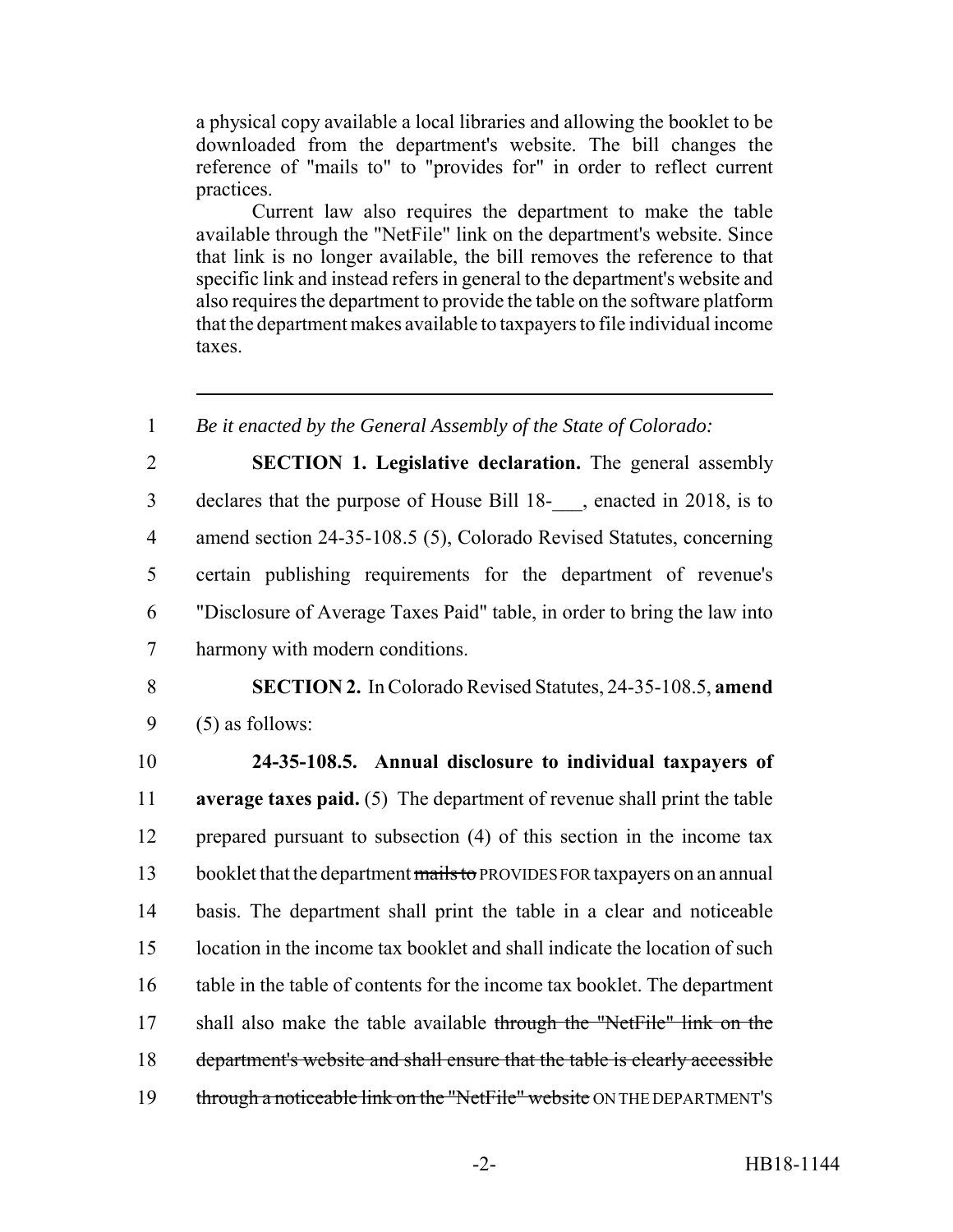a physical copy available a local libraries and allowing the booklet to be downloaded from the department's website. The bill changes the reference of "mails to" to "provides for" in order to reflect current practices.

Current law also requires the department to make the table available through the "NetFile" link on the department's website. Since that link is no longer available, the bill removes the reference to that specific link and instead refers in general to the department's website and also requires the department to provide the table on the software platform that the department makes available to taxpayers to file individual income taxes.

---

1 *Be it enacted by the General Assembly of the State of Colorado:*

2 **SECTION 1. Legislative declaration.** The general assembly
3 declares that the purpose of House Bill 18-___, enacted in 2018, is to
4 amend section 24-35-108.5 (5), Colorado Revised Statutes, concerning
5 certain publishing requirements for the department of revenue's
6 "Disclosure of Average Taxes Paid" table, in order to bring the law into
7 harmony with modern conditions.

8 **SECTION 2.** In Colorado Revised Statutes, 24-35-108.5, **amend**
9 (5) as follows:

10 **24-35-108.5. Annual disclosure to individual taxpayers of**
11 **average taxes paid.** (5) The department of revenue shall print the table
12 prepared pursuant to subsection (4) of this section in the income tax
13 booklet that the department ~~mails to~~ PROVIDES FOR taxpayers on an annual
14 basis. The department shall print the table in a clear and noticeable
15 location in the income tax booklet and shall indicate the location of such
16 table in the table of contents for the income tax booklet. The department
17 shall also make the table available ~~through the "NetFile" link on the~~
18 ~~department's website and shall ensure that the table is clearly accessible~~
19 ~~through a noticeable link on the "NetFile" website~~ ON THE DEPARTMENT'S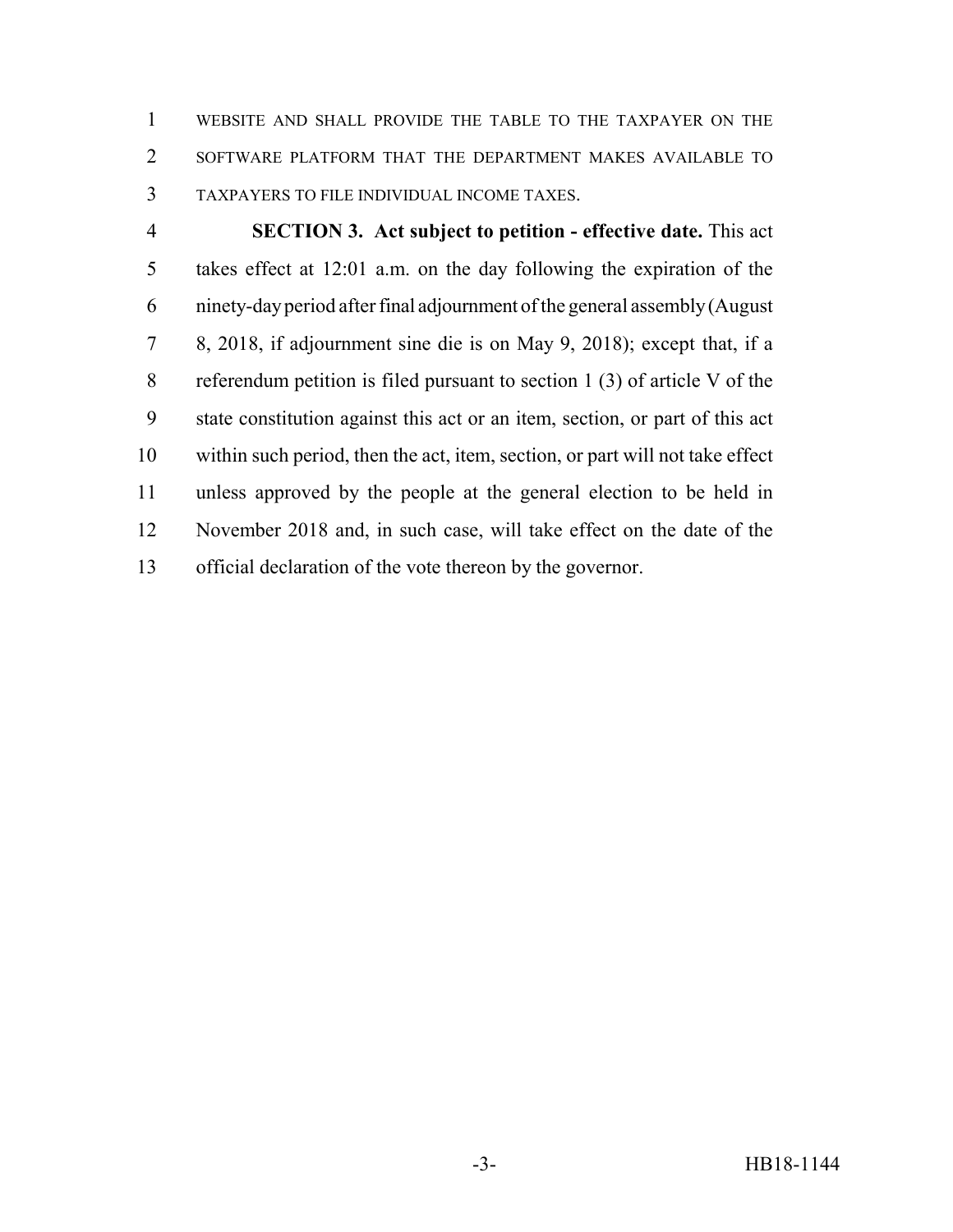WEBSITE AND SHALL PROVIDE THE TABLE TO THE TAXPAYER ON THE SOFTWARE PLATFORM THAT THE DEPARTMENT MAKES AVAILABLE TO TAXPAYERS TO FILE INDIVIDUAL INCOME TAXES.

**SECTION 3. Act subject to petition - effective date.** This act takes effect at 12:01 a.m. on the day following the expiration of the ninety-day period after final adjournment of the general assembly (August 8, 2018, if adjournment sine die is on May 9, 2018); except that, if a referendum petition is filed pursuant to section 1 (3) of article V of the state constitution against this act or an item, section, or part of this act within such period, then the act, item, section, or part will not take effect unless approved by the people at the general election to be held in November 2018 and, in such case, will take effect on the date of the official declaration of the vote thereon by the governor.